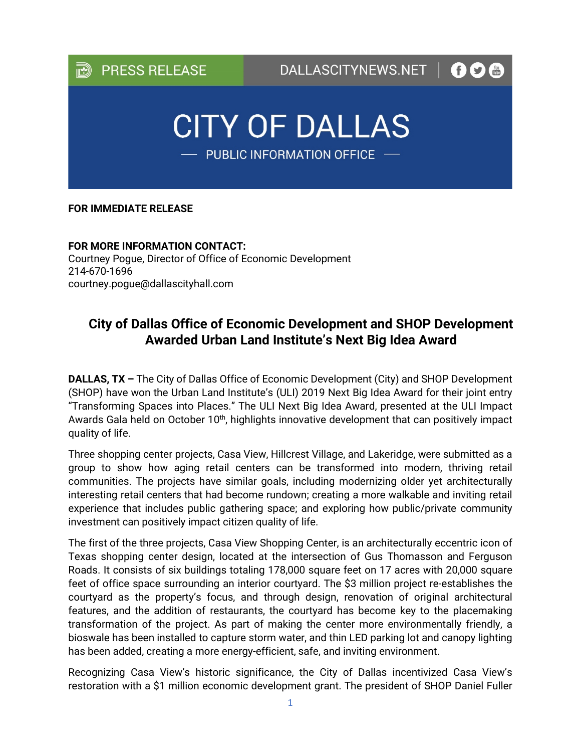PRESS RELEASE | DALLASCITYNEWS.NET

# CITY OF DALLAS

PUBLIC INFORMATION OFFICE

**FOR IMMEDIATE RELEASE**

**FOR MORE INFORMATION CONTACT:**
Courtney Pogue, Director of Office of Economic Development
214-670-1696
courtney.pogue@dallascityhall.com

## City of Dallas Office of Economic Development and SHOP Development Awarded Urban Land Institute's Next Big Idea Award

**DALLAS, TX –** The City of Dallas Office of Economic Development (City) and SHOP Development (SHOP) have won the Urban Land Institute's (ULI) 2019 Next Big Idea Award for their joint entry "Transforming Spaces into Places." The ULI Next Big Idea Award, presented at the ULI Impact Awards Gala held on October 10th, highlights innovative development that can positively impact quality of life.

Three shopping center projects, Casa View, Hillcrest Village, and Lakeridge, were submitted as a group to show how aging retail centers can be transformed into modern, thriving retail communities. The projects have similar goals, including modernizing older yet architecturally interesting retail centers that had become rundown; creating a more walkable and inviting retail experience that includes public gathering space; and exploring how public/private community investment can positively impact citizen quality of life.

The first of the three projects, Casa View Shopping Center, is an architecturally eccentric icon of Texas shopping center design, located at the intersection of Gus Thomasson and Ferguson Roads. It consists of six buildings totaling 178,000 square feet on 17 acres with 20,000 square feet of office space surrounding an interior courtyard. The $3 million project re-establishes the courtyard as the property's focus, and through design, renovation of original architectural features, and the addition of restaurants, the courtyard has become key to the placemaking transformation of the project. As part of making the center more environmentally friendly, a bioswale has been installed to capture storm water, and thin LED parking lot and canopy lighting has been added, creating a more energy-efficient, safe, and inviting environment.

Recognizing Casa View's historic significance, the City of Dallas incentivized Casa View's restoration with a $1 million economic development grant. The president of SHOP Daniel Fuller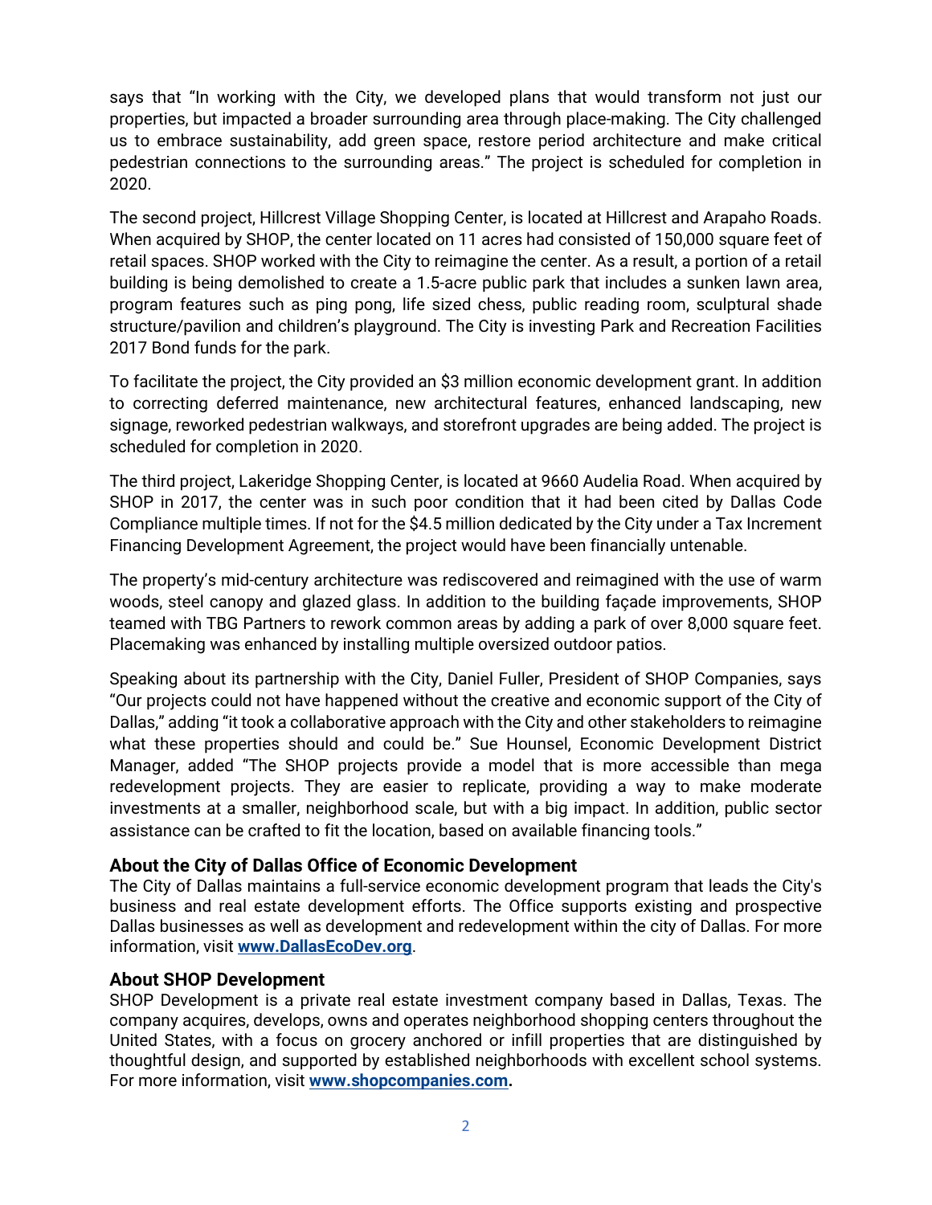says that "In working with the City, we developed plans that would transform not just our properties, but impacted a broader surrounding area through place-making. The City challenged us to embrace sustainability, add green space, restore period architecture and make critical pedestrian connections to the surrounding areas." The project is scheduled for completion in 2020.

The second project, Hillcrest Village Shopping Center, is located at Hillcrest and Arapaho Roads. When acquired by SHOP, the center located on 11 acres had consisted of 150,000 square feet of retail spaces. SHOP worked with the City to reimagine the center. As a result, a portion of a retail building is being demolished to create a 1.5-acre public park that includes a sunken lawn area, program features such as ping pong, life sized chess, public reading room, sculptural shade structure/pavilion and children's playground. The City is investing Park and Recreation Facilities 2017 Bond funds for the park.

To facilitate the project, the City provided an $3 million economic development grant. In addition to correcting deferred maintenance, new architectural features, enhanced landscaping, new signage, reworked pedestrian walkways, and storefront upgrades are being added. The project is scheduled for completion in 2020.

The third project, Lakeridge Shopping Center, is located at 9660 Audelia Road. When acquired by SHOP in 2017, the center was in such poor condition that it had been cited by Dallas Code Compliance multiple times. If not for the $4.5 million dedicated by the City under a Tax Increment Financing Development Agreement, the project would have been financially untenable.

The property's mid-century architecture was rediscovered and reimagined with the use of warm woods, steel canopy and glazed glass. In addition to the building façade improvements, SHOP teamed with TBG Partners to rework common areas by adding a park of over 8,000 square feet. Placemaking was enhanced by installing multiple oversized outdoor patios.

Speaking about its partnership with the City, Daniel Fuller, President of SHOP Companies, says "Our projects could not have happened without the creative and economic support of the City of Dallas," adding "it took a collaborative approach with the City and other stakeholders to reimagine what these properties should and could be." Sue Hounsel, Economic Development District Manager, added "The SHOP projects provide a model that is more accessible than mega redevelopment projects. They are easier to replicate, providing a way to make moderate investments at a smaller, neighborhood scale, but with a big impact. In addition, public sector assistance can be crafted to fit the location, based on available financing tools."

### About the City of Dallas Office of Economic Development

The City of Dallas maintains a full-service economic development program that leads the City's business and real estate development efforts. The Office supports existing and prospective Dallas businesses as well as development and redevelopment within the city of Dallas. For more information, visit **www.DallasEcoDev.org**.

### About SHOP Development

SHOP Development is a private real estate investment company based in Dallas, Texas. The company acquires, develops, owns and operates neighborhood shopping centers throughout the United States, with a focus on grocery anchored or infill properties that are distinguished by thoughtful design, and supported by established neighborhoods with excellent school systems. For more information, visit **www.shopcompanies.com.**